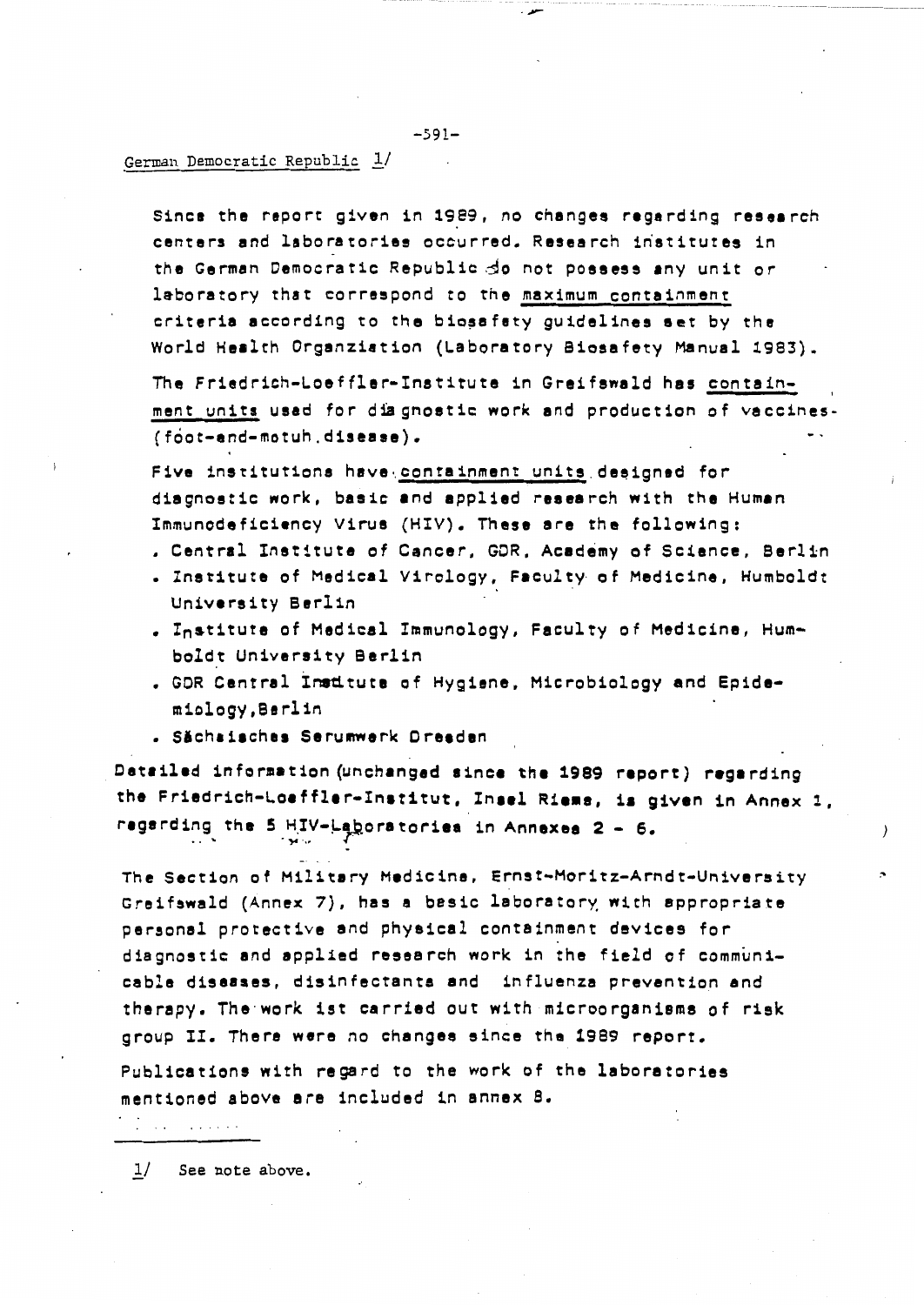German Democratic Republic 1/

Since the report given in 1989, no changes regarding research centers and laboratories occurred. Research institutes in the German Democratic Republic do not possess any unit or laboratory that correspond to the maximum containment criteria according to the biosafety guidelines set by the World Health Organziation (Laboratory Biosafety Manual 1983).

The Friedrich-Loeffler-Institute in Greifswald has containment units used for diagnostic work and production of vaccines (foot-and-motuh disease).

Five institutions have containment units designed for diagnostic work, basic and applied research with the Human Immunodeficiency Virus (HIV). These are the following:

- Central Institute of Cancer, GDR, Academy of Science, Berlin
- Institute of Medical Virology, Faculty of Medicine, Humboldt University Berlin
- Institute of Medical Immunology, Faculty of Medicine, Humboldt University Berlin
- GDR Central Institute of Hygiene, Microbiology and Epidemiology, Berlin
- Sächsisches Serumwerk Dresden

Detailed information (unchanged since the 1989 report) regarding the Friedrich-Loeffler-Institut, Insel Riems, is given in Annex 1, regarding the 5 HIV-Laboratories in Annexes 2 - 6.

The Section of Military Medicine, Ernst-Moritz-Arndt-University Greifswald (Annex 7), has a basic laboratory with appropriate personal protective and physical containment devices for diagnostic and applied research work in the field of communicable diseases, disinfectants and influenza prevention and therapy. The work ist carried out with microorganisms of risk group II. There were no changes since the 1989 report.

Publications with regard to the work of the laboratories mentioned above are included in annex 8.

---

1/ See note above.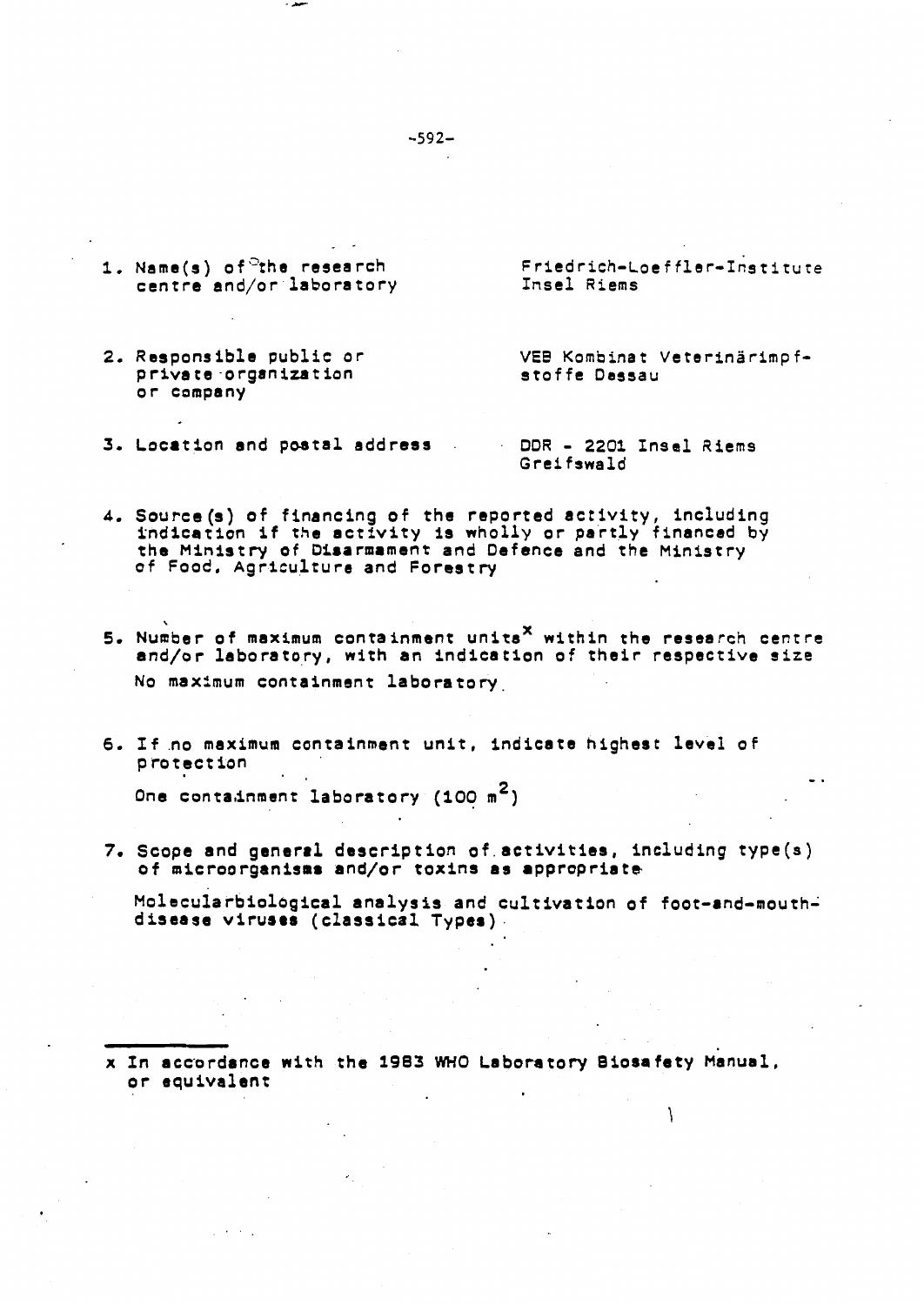1. Name(s) of the research centre and/or laboratory — Friedrich-Loeffler-Institute Insel Riems

2. Responsible public or private organization or company — VEB Kombinat Veterinärimpfstoffe Dessau

3. Location and postal address — DDR - 2201 Insel Riems Greifswald

4. Source(s) of financing of the reported activity, including indication if the activity is wholly or partly financed by the Ministry of Disarmament and Defence and the Ministry of Food, Agriculture and Forestry

5. Number of maximum containment units[x] within the research centre and/or laboratory, with an indication of their respective size

   No maximum containment laboratory

6. If no maximum containment unit, indicate highest level of protection

   One containment laboratory (100 $m^2$)

7. Scope and general description of activities, including type(s) of microorganisms and/or toxins as appropriate

   Molecularbiological analysis and cultivation of foot-and-mouth-disease viruses (classical Types)

---

x In accordance with the 1983 WHO Laboratory Biosafety Manual, or equivalent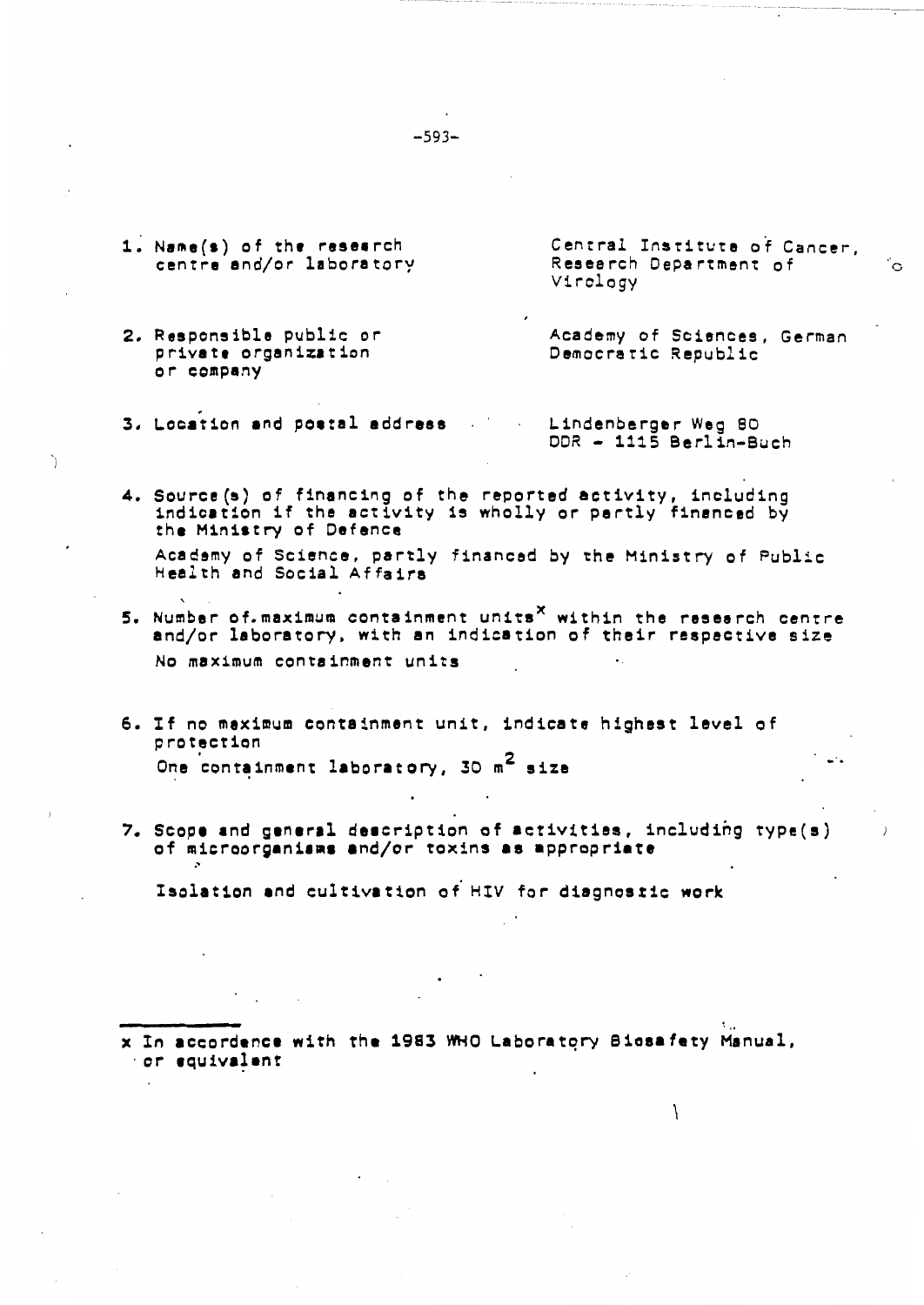1. Name(s) of the research centre and/or laboratory — Central Institute of Cancer, Research Department of Virology

2. Responsible public or private organization or company — Academy of Sciences, German Democratic Republic

3. Location and postal address — Lindenberger Weg 80, DDR - 1115 Berlin-Buch

4. Source(s) of financing of the reported activity, including indication if the activity is wholly or partly financed by the Ministry of Defence

   Academy of Science, partly financed by the Ministry of Public Health and Social Affairs

5. Number of maximum containment units[x] within the research centre and/or laboratory, with an indication of their respective size

   No maximum containment units

6. If no maximum containment unit, indicate highest level of protection

   One containment laboratory, 30 $m^2$ size

7. Scope and general description of activities, including type(s) of microorganisms and/or toxins as appropriate

   Isolation and cultivation of HIV for diagnostic work

---

x In accordance with the 1983 WHO Laboratory Biosafety Manual, or equivalent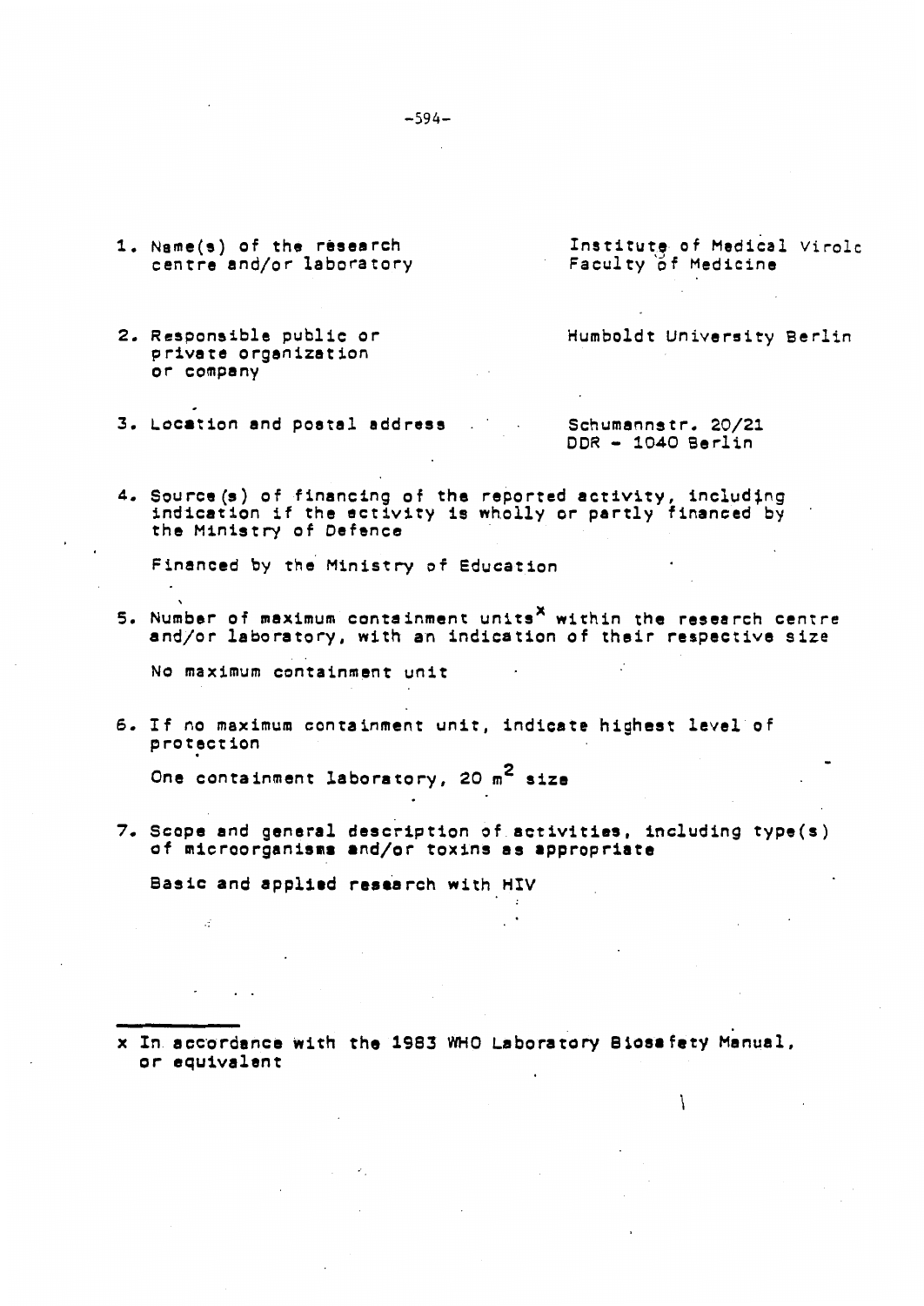1. Name(s) of the research centre and/or laboratory — Institute of Medical Virolc Faculty of Medicine

2. Responsible public or private organization or company — Humboldt University Berlin

3. Location and postal address — Schumannstr. 20/21 DDR - 1040 Berlin

4. Source(s) of financing of the reported activity, including indication if the activity is wholly or partly financed by the Ministry of Defence

   Financed by the Ministry of Education

5. Number of maximum containment units[x] within the research centre and/or laboratory, with an indication of their respective size

   No maximum containment unit

6. If no maximum containment unit, indicate highest level of protection

   One containment laboratory, 20 $m^2$ size

7. Scope and general description of activities, including type(s) of microorganisms and/or toxins as appropriate

   Basic and applied research with HIV

---

x In accordance with the 1983 WHO Laboratory Biosafety Manual, or equivalent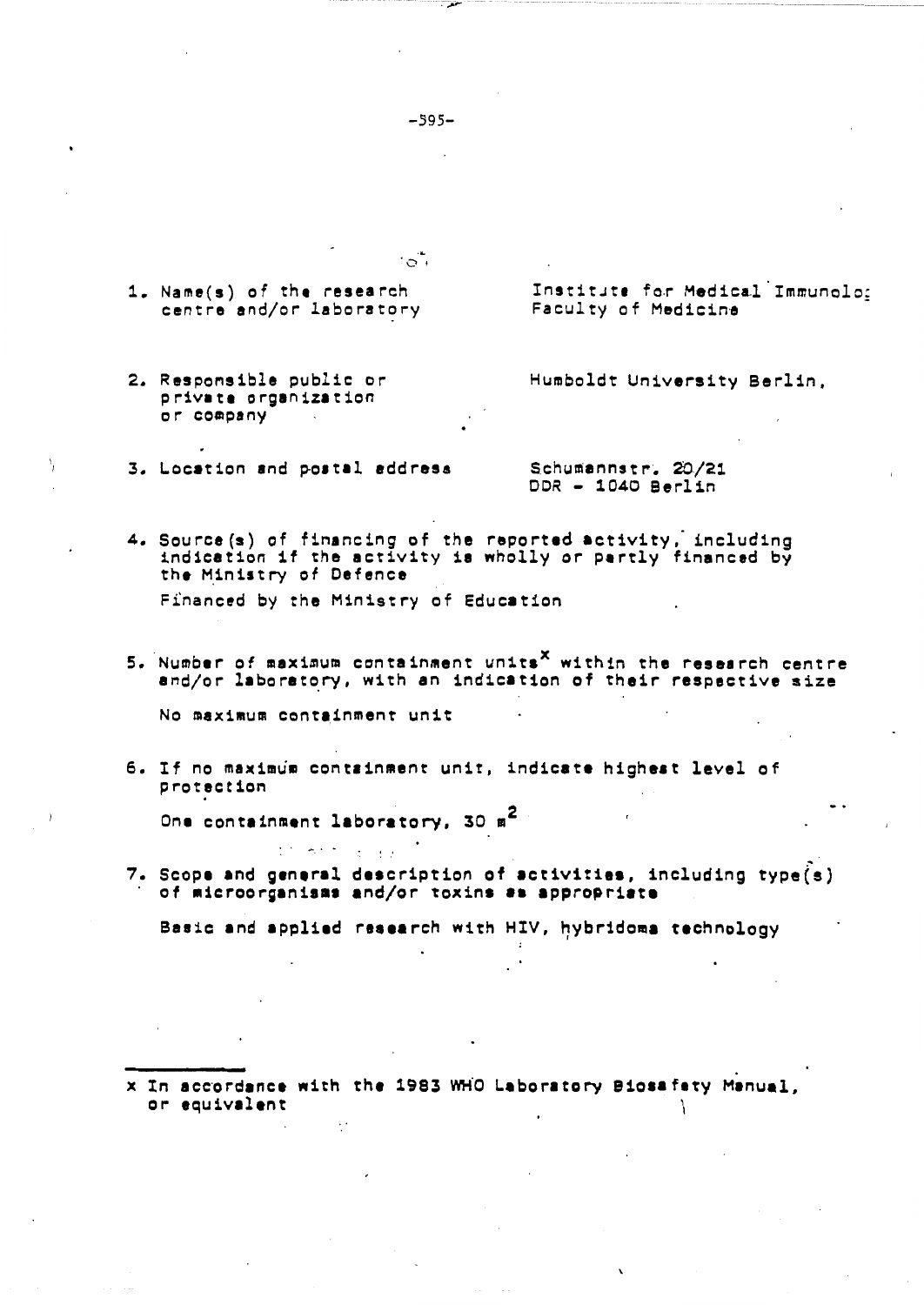1. Name(s) of the research centre and/or laboratory — Institute for Medical Immunolo; Faculty of Medicine

2. Responsible public or private organization or company — Humboldt University Berlin,

3. Location and postal address — Schumannstr. 20/21, DDR - 1040 Berlin

4. Source(s) of financing of the reported activity, including indication if the activity is wholly or partly financed by the Ministry of Defence

   Financed by the Ministry of Education

5. Number of maximum containment units[x] within the research centre and/or laboratory, with an indication of their respective size

   No maximum containment unit

6. If no maximum containment unit, indicate highest level of protection

   One containment laboratory, 30 $m^2$

7. Scope and general description of activities, including type(s) of microorganisms and/or toxins as appropriate

   Basic and applied research with HIV, hybridoma technology

---

x In accordance with the 1983 WHO Laboratory Biosafety Manual, or equivalent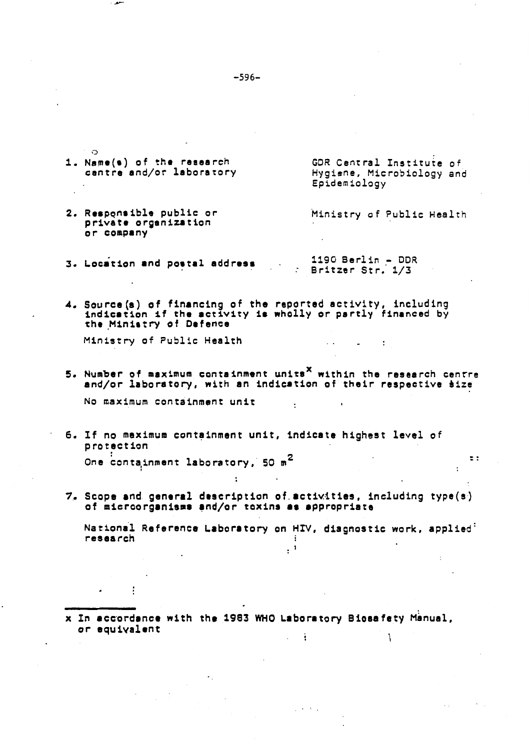1. Name(s) of the research centre and/or laboratory

   GDR Central Institute of Hygiene, Microbiology and Epidemiology

2. Responsible public or private organization or company

   Ministry of Public Health

3. Location and postal address

   1190 Berlin - DDR
   Britzer Str. 1/3

4. Source(s) of financing of the reported activity, including indication if the activity is wholly or partly financed by the Ministry of Defence

   Ministry of Public Health

5. Number of maximum containment units[x] within the research centre and/or laboratory, with an indication of their respective size

   No maximum containment unit

6. If no maximum containment unit, indicate highest level of protection

   One containment laboratory, 50 $m^2$

7. Scope and general description of activities, including type(s) of microorganisms and/or toxins as appropriate

   National Reference Laboratory on HIV, diagnostic work, applied research

---

x In accordance with the 1983 WHO Laboratory Biosafety Manual, or equivalent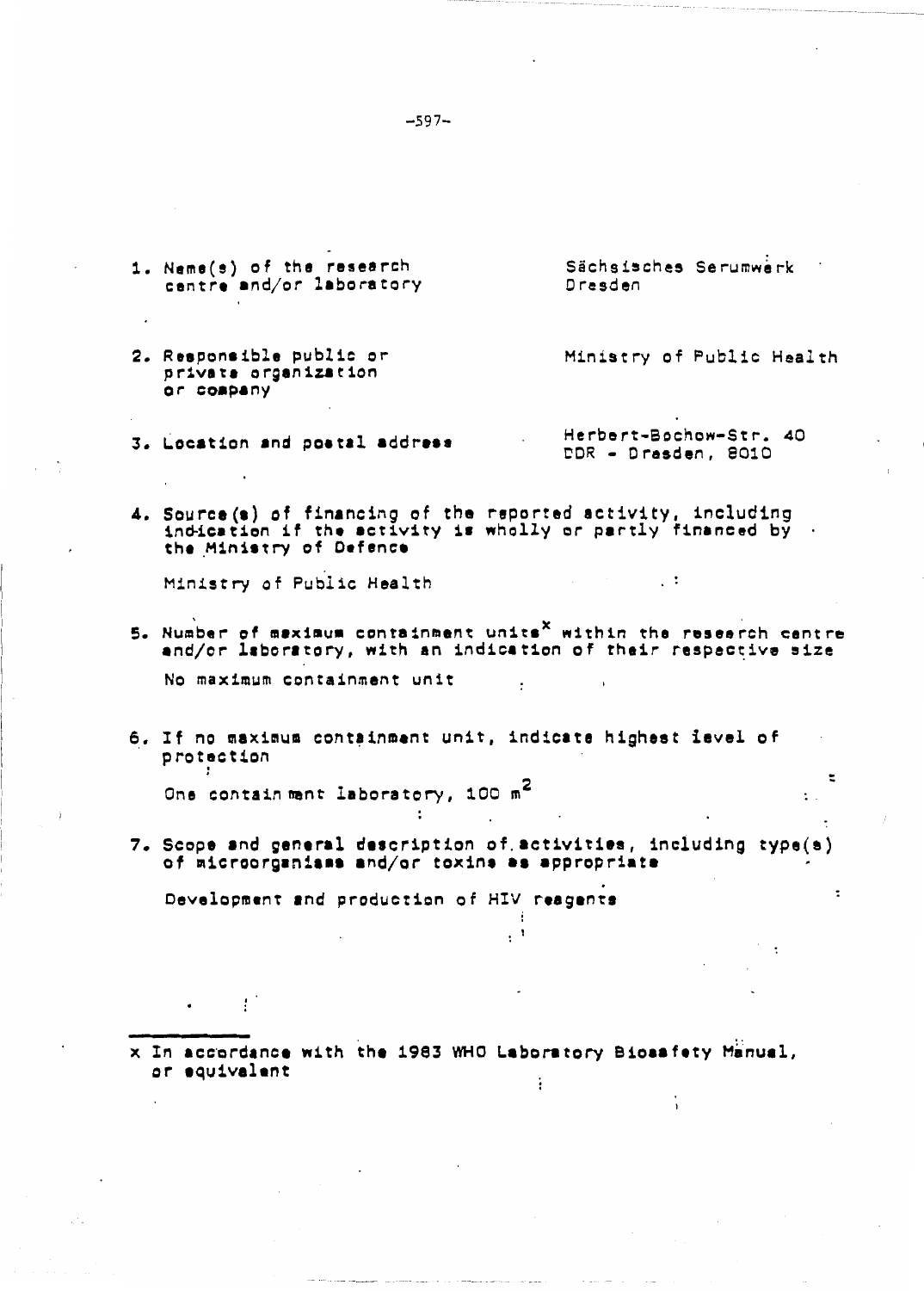1. Name(s) of the research centre and/or laboratory

   Sächsisches Serumwerk Dresden

2. Responsible public or private organization or company

   Ministry of Public Health

3. Location and postal address

   Herbert-Bochow-Str. 40
   DDR - Dresden, 8010

4. Source(s) of financing of the reported activity, including indication if the activity is wholly or partly financed by the Ministry of Defence

   Ministry of Public Health

5. Number of maximum containment units[x] within the research centre and/or laboratory, with an indication of their respective size

   No maximum containment unit

6. If no maximum containment unit, indicate highest level of protection

   One containment laboratory, 100 $m^2$

7. Scope and general description of activities, including type(s) of microorganisms and/or toxins as appropriate

   Development and production of HIV reagents

---

x In accordance with the 1983 WHO Laboratory Biosafety Manual, or equivalent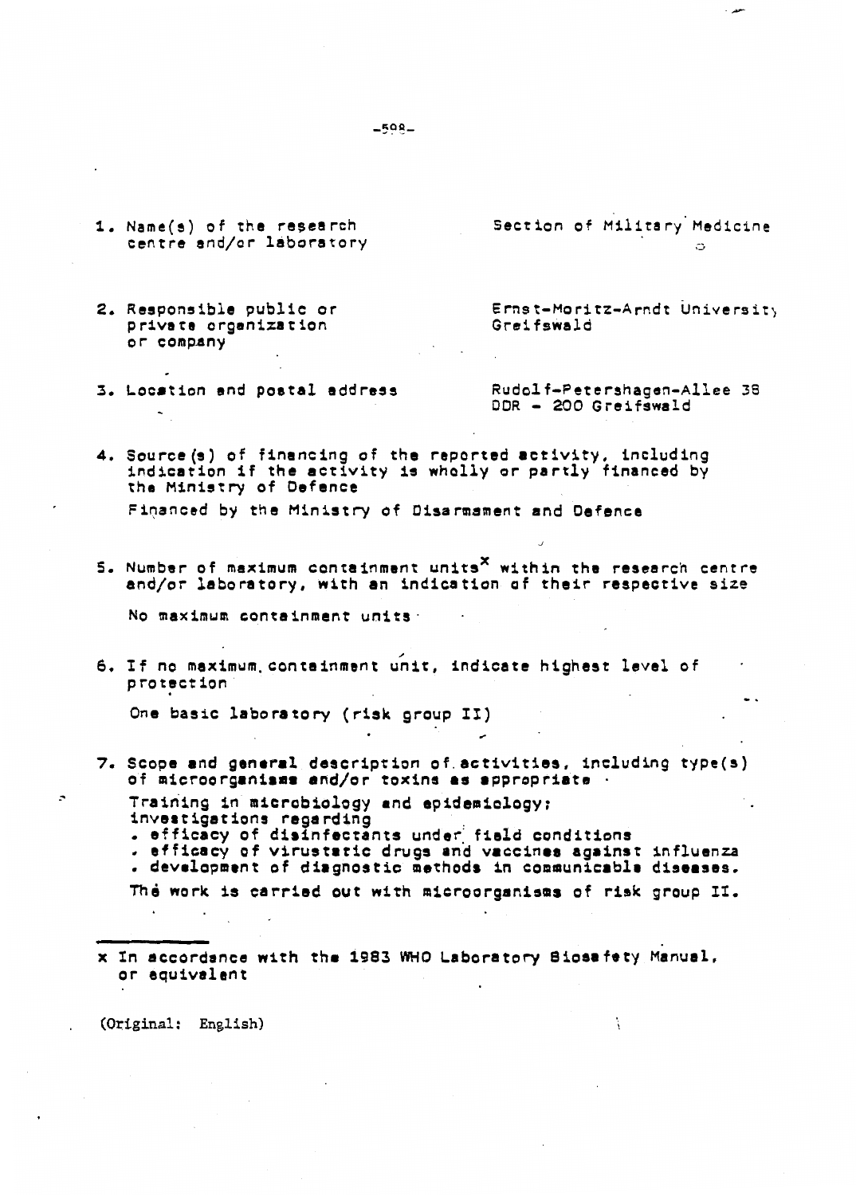1. Name(s) of the research centre and/or laboratory

   Section of Military Medicine

2. Responsible public or private organization or company

   Ernst-Moritz-Arndt University Greifswald

3. Location and postal address

   Rudolf-Petershagen-Allee 38
   DDR - 200 Greifswald

4. Source(s) of financing of the reported activity, including indication if the activity is wholly or partly financed by the Ministry of Defence

   Financed by the Ministry of Disarmament and Defence

5. Number of maximum containment units[x] within the research centre and/or laboratory, with an indication of their respective size

   No maximum containment units

6. If no maximum containment unit, indicate highest level of protection

   One basic laboratory (risk group II)

7. Scope and general description of activities, including type(s) of microorganisms and/or toxins as appropriate

   Training in microbiology and epidemiology;
   investigations regarding
   - efficacy of disinfectants under field conditions
   - efficacy of virustatic drugs and vaccines against influenza
   - development of diagnostic methods in communicable diseases.

   The work is carried out with microorganisms of risk group II.

---

x In accordance with the 1983 WHO Laboratory Biosafety Manual, or equivalent

(Original: English)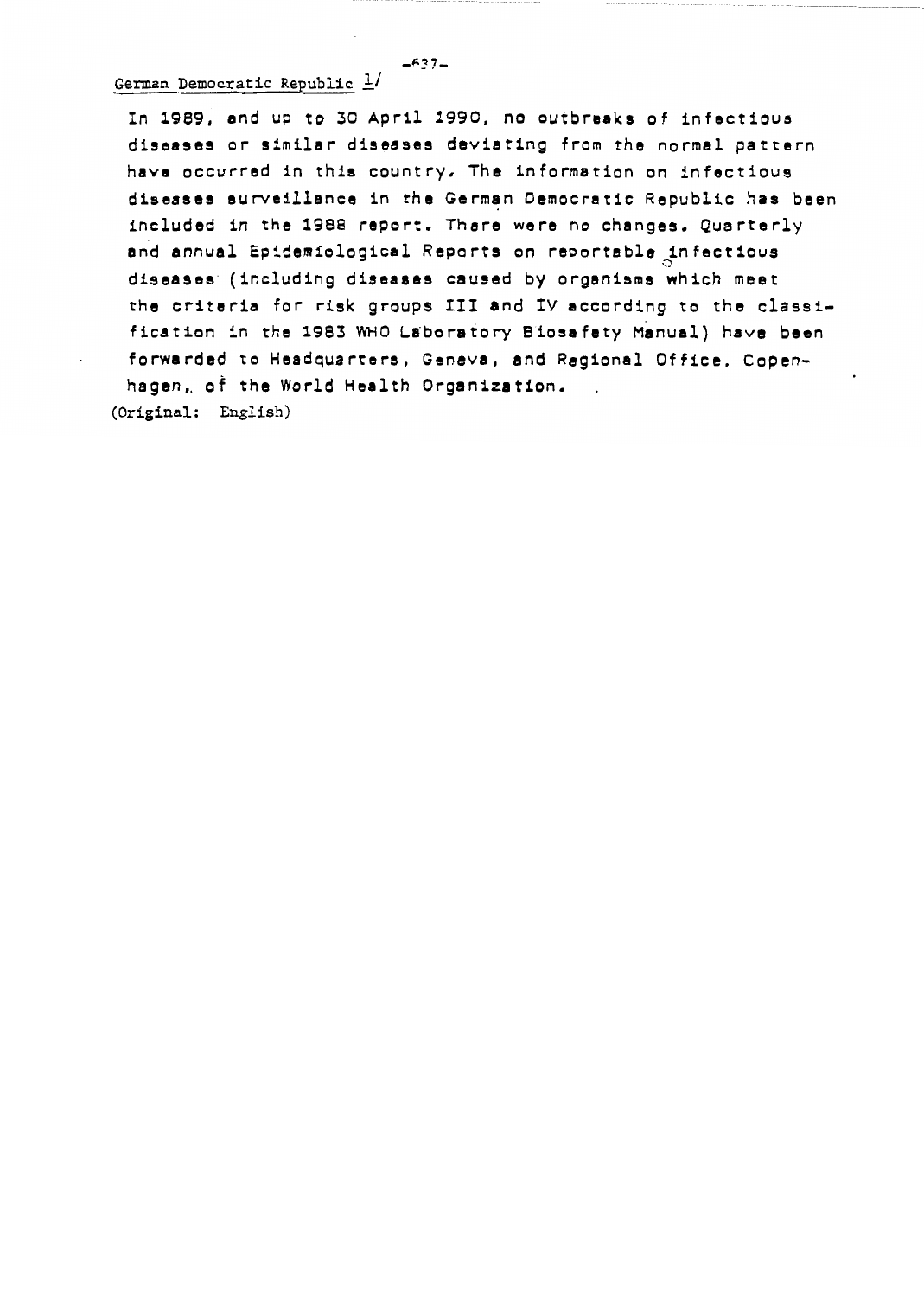German Democratic Republic [1]

In 1989, and up to 30 April 1990, no outbreaks of infectious diseases or similar diseases deviating from the normal pattern have occurred in this country. The information on infectious diseases surveillance in the German Democratic Republic has been included in the 1988 report. There were no changes. Quarterly and annual Epidemiological Reports on reportable infectious diseases (including diseases caused by organisms which meet the criteria for risk groups III and IV according to the classification in the 1983 WHO Laboratory Biosafety Manual) have been forwarded to Headquarters, Geneva, and Regional Office, Copenhagen, of the World Health Organization.

(Original: English)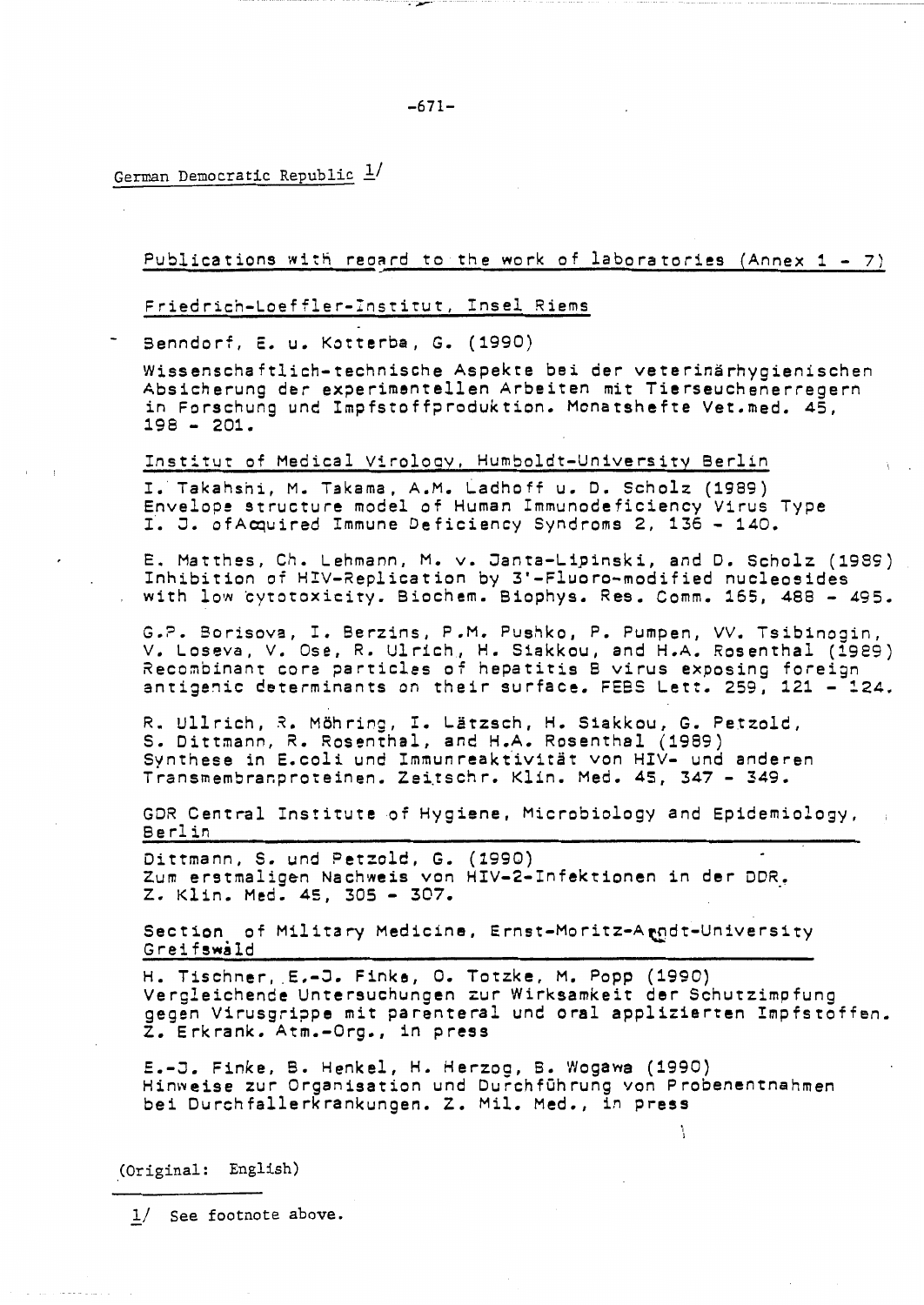German Democratic Republic [1/]

Publications with regard to the work of laboratories (Annex 1 - 7)

Friedrich-Loeffler-Institut, Insel Riems

- Benndorf, E. u. Kotterba, G. (1990)
  Wissenschaftlich-technische Aspekte bei der veterinärhygienischen Absicherung der experimentellen Arbeiten mit Tierseuchenerregern in Forschung und Impfstoffproduktion. Monatshefte Vet.med. 45, 198 - 201.

Institut of Medical Virology, Humboldt-University Berlin

I. Takahshi, M. Takama, A.M. Ladhoff u. D. Scholz (1989)
Envelope structure model of Human Immunodeficiency Virus Type I. J. ofAcquired Immune Deficiency Syndroms 2, 136 - 140.

E. Matthes, Ch. Lehmann, M. v. Janta-Lipinski, and D. Scholz (1989)
Inhibition of HIV-Replication by 3'-Fluoro-modified nucleosides with low cytotoxicity. Biochem. Biophys. Res. Comm. 165, 488 - 495.

G.P. Borisova, I. Berzins, P.M. Pushko, P. Pumpen, VV. Tsibinogin, V. Loseva, V. Ose, R. Ulrich, H. Siakkou, and H.A. Rosenthal (1989)
Recombinant core particles of hepatitis B virus exposing foreign antigenic determinants on their surface. FEBS Lett. 259, 121 - 124.

R. Ullrich, R. Möhring, I. Lätzsch, H. Siakkou, G. Petzold, S. Dittmann, R. Rosenthal, and H.A. Rosenthal (1989)
Synthese in E.coli und Immunreaktivität von HIV- und anderen Transmembranproteinen. Zeitschr. Klin. Med. 45, 347 - 349.

GDR Central Institute of Hygiene, Microbiology and Epidemiology, Berlin

Dittmann, S. und Petzold, G. (1990)
Zum erstmaligen Nachweis von HIV-2-Infektionen in der DDR. Z. Klin. Med. 45, 305 - 307.

Section of Military Medicine, Ernst-Moritz-Arndt-University Greifswald

H. Tischner, E.-J. Finke, O. Totzke, M. Popp (1990)
Vergleichende Untersuchungen zur Wirksamkeit der Schutzimpfung gegen Virusgrippe mit parenteral und oral applizierten Impfstoffen. Z. Erkrank. Atm.-Org., in press

E.-J. Finke, B. Henkel, H. Herzog, B. Wogawa (1990)
Hinweise zur Organisation und Durchführung von Probenentnahmen bei Durchfallerkrankungen. Z. Mil. Med., in press

(Original: English)

[1/] See footnote above.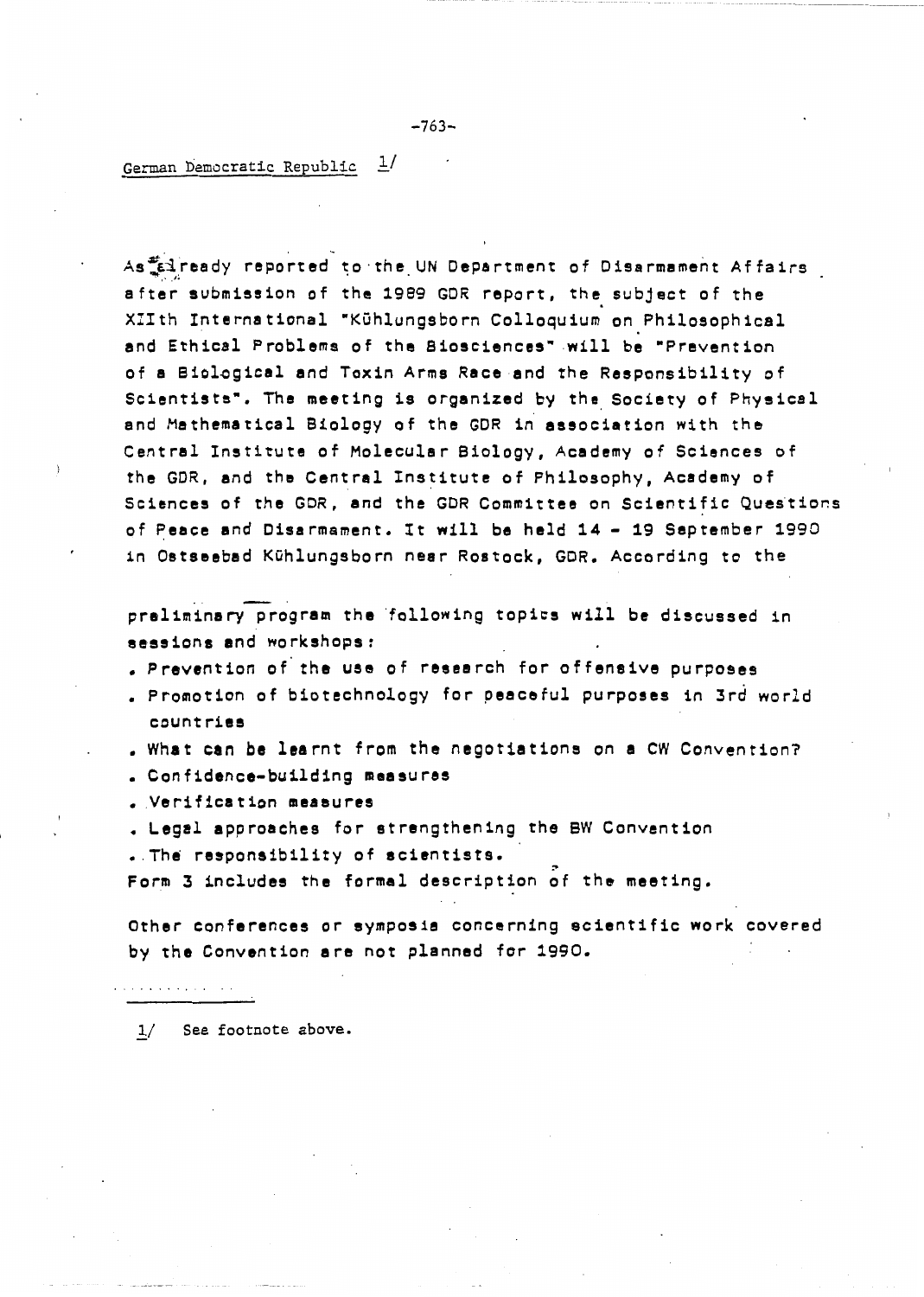German Democratic Republic [1/]

As already reported to the UN Department of Disarmament Affairs after submission of the 1989 GDR report, the subject of the XIIth International "Kühlungsborn Colloquium on Philosophical and Ethical Problems of the Biosciences" will be "Prevention of a Biological and Toxin Arms Race and the Responsibility of Scientists". The meeting is organized by the Society of Physical and Mathematical Biology of the GDR in association with the Central Institute of Molecular Biology, Academy of Sciences of the GDR, and the Central Institute of Philosophy, Academy of Sciences of the GDR, and the GDR Committee on Scientific Questions of Peace and Disarmament. It will be held 14 - 19 September 1990 in Ostseebad Kühlungsborn near Rostock, GDR. According to the preliminary program the following topics will be discussed in sessions and workshops:

- Prevention of the use of research for offensive purposes
- Promotion of biotechnology for peaceful purposes in 3rd world countries
- What can be learnt from the negotiations on a CW Convention?
- Confidence-building measures
- Verification measures
- Legal approaches for strengthening the BW Convention
- The responsibility of scientists.

Form 3 includes the formal description of the meeting.

Other conferences or symposia concerning scientific work covered by the Convention are not planned for 1990.

---

1/ See footnote above.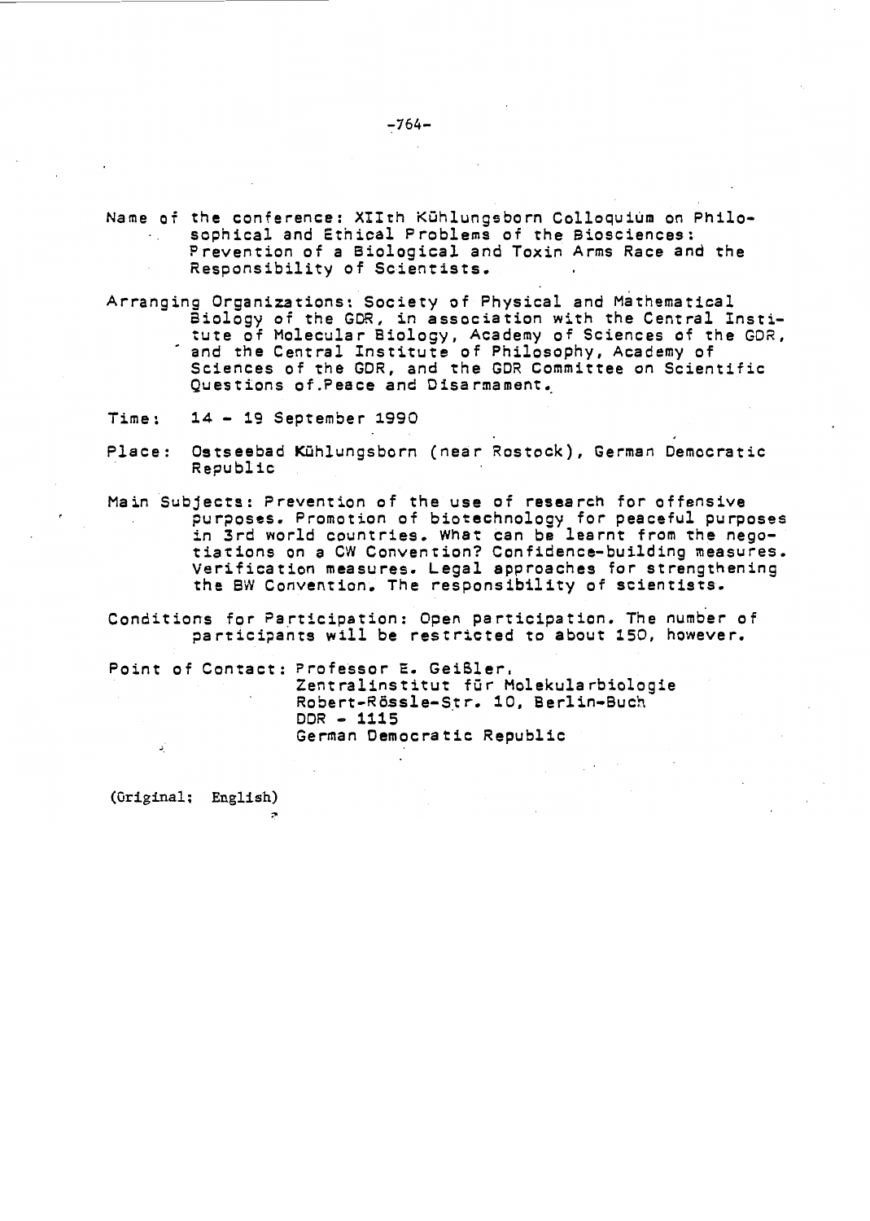Name of the conference: XIIth Kühlungsborn Colloquium on Philosophical and Ethical Problems of the Biosciences: Prevention of a Biological and Toxin Arms Race and the Responsibility of Scientists.

Arranging Organizations: Society of Physical and Mathematical Biology of the GDR, in association with the Central Institute of Molecular Biology, Academy of Sciences of the GDR, and the Central Institute of Philosophy, Academy of Sciences of the GDR, and the GDR Committee on Scientific Questions of Peace and Disarmament.

Time: 14 - 19 September 1990

Place: Ostseebad Kühlungsborn (near Rostock), German Democratic Republic

Main Subjects: Prevention of the use of research for offensive purposes. Promotion of biotechnology for peaceful purposes in 3rd world countries. What can be learnt from the negotiations on a CW Convention? Confidence-building measures. Verification measures. Legal approaches for strengthening the BW Convention. The responsibility of scientists.

Conditions for Participation: Open participation. The number of participants will be restricted to about 150, however.

Point of Contact: Professor E. Geißler,
Zentralinstitut für Molekularbiologie
Robert-Rössle-Str. 10, Berlin-Buch
DDR - 1115
German Democratic Republic

(Original: English)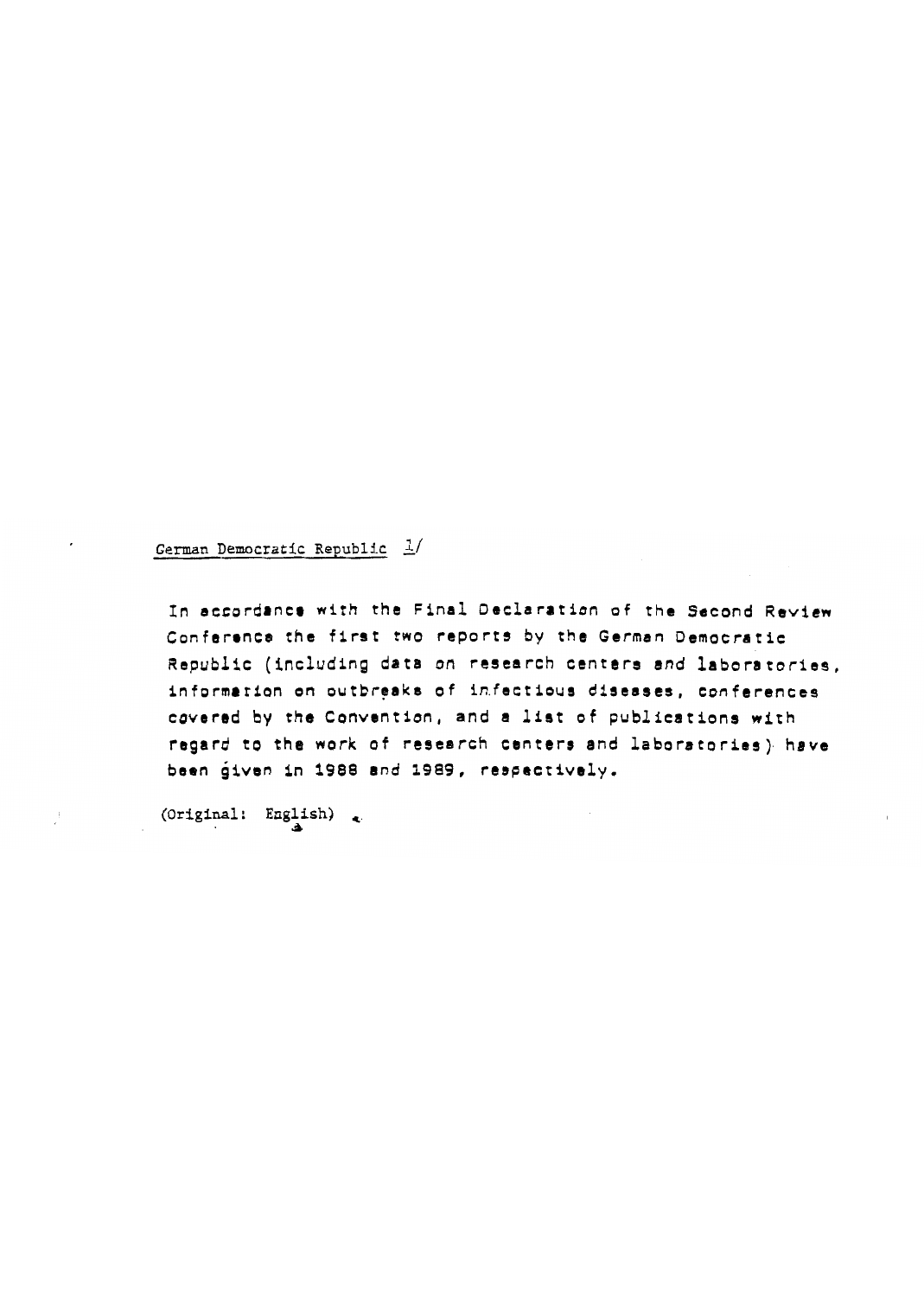German Democratic Republic [1/]

In accordance with the Final Declaration of the Second Review Conference the first two reports by the German Democratic Republic (including data on research centers and laboratories, information on outbreaks of infectious diseases, conferences covered by the Convention, and a list of publications with regard to the work of research centers and laboratories) have been given in 1988 and 1989, respectively.

(Original: English)